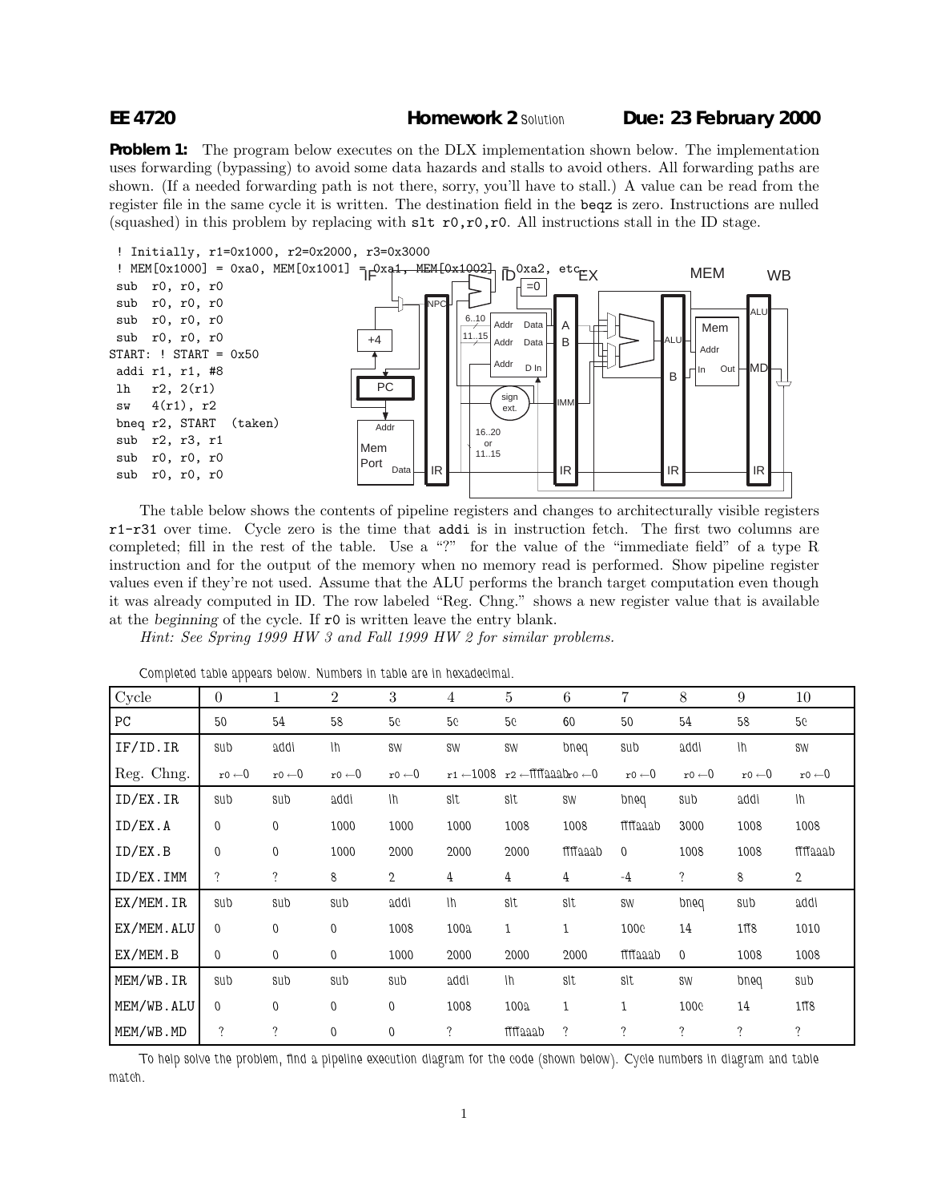**EE 4720** **Homework 2** Solution **Due: 23 February 2000**

**Problem 1:** The program below executes on the DLX implementation shown below. The implementation uses forwarding (bypassing) to avoid some data hazards and stalls to avoid others. All forwarding paths are shown. (If a needed forwarding path is not there, sorry, you'll have to stall.) A value can be read from the register file in the same cycle it is written. The destination field in the beqz is zero. Instructions are nulled (squashed) in this problem by replacing with `slt r0,r0,r0`. All instructions stall in the ID stage.

```
 ! Initially, r1=0x1000, r2=0x2000, r3=0x3000
 ! MEM[0x1000] = 0xa0, MEM[0x1001] = 0xa1, MEM[0x1002] = 0xa2, etc.
 sub  r0, r0, r0
 sub  r0, r0, r0
 sub  r0, r0, r0
 sub  r0, r0, r0
START: ! START = 0x50
 addi r1, r1, #8
 lh   r2, 2(r1)
 sw   4(r1), r2
 bneq r2, START  (taken)
 sub  r2, r3, r1
 sub  r0, r0, r0
 sub  r0, r0, r0
```

The table below shows the contents of pipeline registers and changes to architecturally visible registers r1-r31 over time. Cycle zero is the time that addi is in instruction fetch. The first two columns are completed; fill in the rest of the table. Use a "?" for the value of the "immediate field" of a type R instruction and for the output of the memory when no memory read is performed. Show pipeline register values even if they're not used. Assume that the ALU performs the branch target computation even though it was already computed in ID. The row labeled "Reg. Chng." shows a new register value that is available at the *beginning* of the cycle. If r0 is written leave the entry blank.

*Hint: See Spring 1999 HW 3 and Fall 1999 HW 2 for similar problems.*

Completed table appears below. Numbers in table are in hexadecimal.

| Cycle | 0 | 1 | 2 | 3 | 4 | 5 | 6 | 7 | 8 | 9 | 10 |
|---|---|---|---|---|---|---|---|---|---|---|---|
| PC | 50 | 54 | 58 | 5c | 5c | 5c | 60 | 50 | 54 | 58 | 5c |
| IF/ID.IR | sub | addi | lh | sw | sw | sw | bneq | sub | addi | lh | sw |
| Reg. Chng. | r0 ←0 | r0 ←0 | r0 ←0 | r0 ←0 | r1 ←1008 | r2 ←ffffaaab | r0 ←0 | r0 ←0 | r0 ←0 | r0 ←0 | r0 ←0 |
| ID/EX.IR | sub | sub | addi | lh | slt | slt | sw | bneq | sub | addi | lh |
| ID/EX.A | 0 | 0 | 1000 | 1000 | 1000 | 1008 | 1008 | ffffaaab | 3000 | 1008 | 1008 |
| ID/EX.B | 0 | 0 | 1000 | 2000 | 2000 | 2000 | ffffaaab | 0 | 1008 | 1008 | ffffaaab |
| ID/EX.IMM | ? | ? | 8 | 2 | 4 | 4 | 4 | -4 | ? | 8 | 2 |
| EX/MEM.IR | sub | sub | sub | addi | lh | slt | slt | sw | bneq | sub | addi |
| EX/MEM.ALU | 0 | 0 | 0 | 1008 | 100a | 1 | 1 | 100c | 14 | 1ff8 | 1010 |
| EX/MEM.B | 0 | 0 | 0 | 1000 | 2000 | 2000 | 2000 | ffffaaab | 0 | 1008 | 1008 |
| MEM/WB.IR | sub | sub | sub | sub | addi | lh | slt | slt | sw | bneq | sub |
| MEM/WB.ALU | 0 | 0 | 0 | 0 | 1008 | 100a | 1 | 1 | 100c | 14 | 1ff8 |
| MEM/WB.MD | ? | ? | 0 | 0 | ? | ffffaaab | ? | ? | ? | ? | ? |

To help solve the problem, find a pipeline execution diagram for the code (shown below). Cycle numbers in diagram and table match.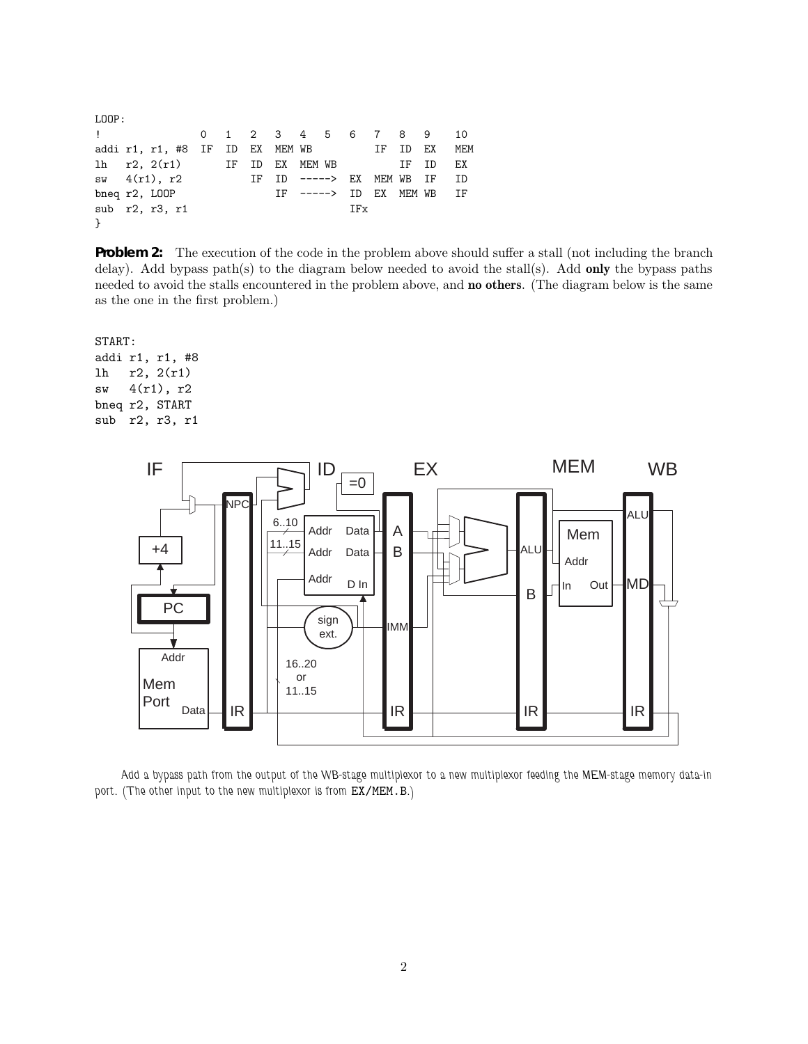```
LOOP:
!                0   1   2   3   4   5   6   7   8   9   10
addi r1, r1, #8  IF  ID  EX  MEM WB          IF  ID  EX  MEM
lh   r2, 2(r1)       IF  ID  EX  MEM WB          IF  ID  EX
sw   4(r1), r2           IF  ID  ----->  EX  MEM WB  IF  ID
bneq r2, LOOP                IF  ----->  ID  EX  MEM WB  IF
sub  r2, r3, r1                          IFx
}
```

**Problem 2:** The execution of the code in the problem above should suffer a stall (not including the branch delay). Add bypass path(s) to the diagram below needed to avoid the stall(s). Add **only** the bypass paths needed to avoid the stalls encountered in the problem above, and **no others**. (The diagram below is the same as the one in the first problem.)

```
START:
addi r1, r1, #8
lh   r2, 2(r1)
sw   4(r1), r2
bneq r2, START
sub  r2, r3, r1
```

IF ID EX MEM WB

=0

NPC

+4

PC

Addr

Mem Port

Data

IR

6..10

11..15

Addr Data

Addr Data

Addr D In

A

B

sign ext.

IMM

16..20 or 11..15

IR

ALU

B

IR

Mem

Addr

In Out

ALU

MD

IR

*Add a bypass path from the output of the WB-stage multiplexor to a new multiplexor feeding the MEM-stage memory data-in port. (The other input to the new multiplexor is from* `EX/MEM.B`*.)*